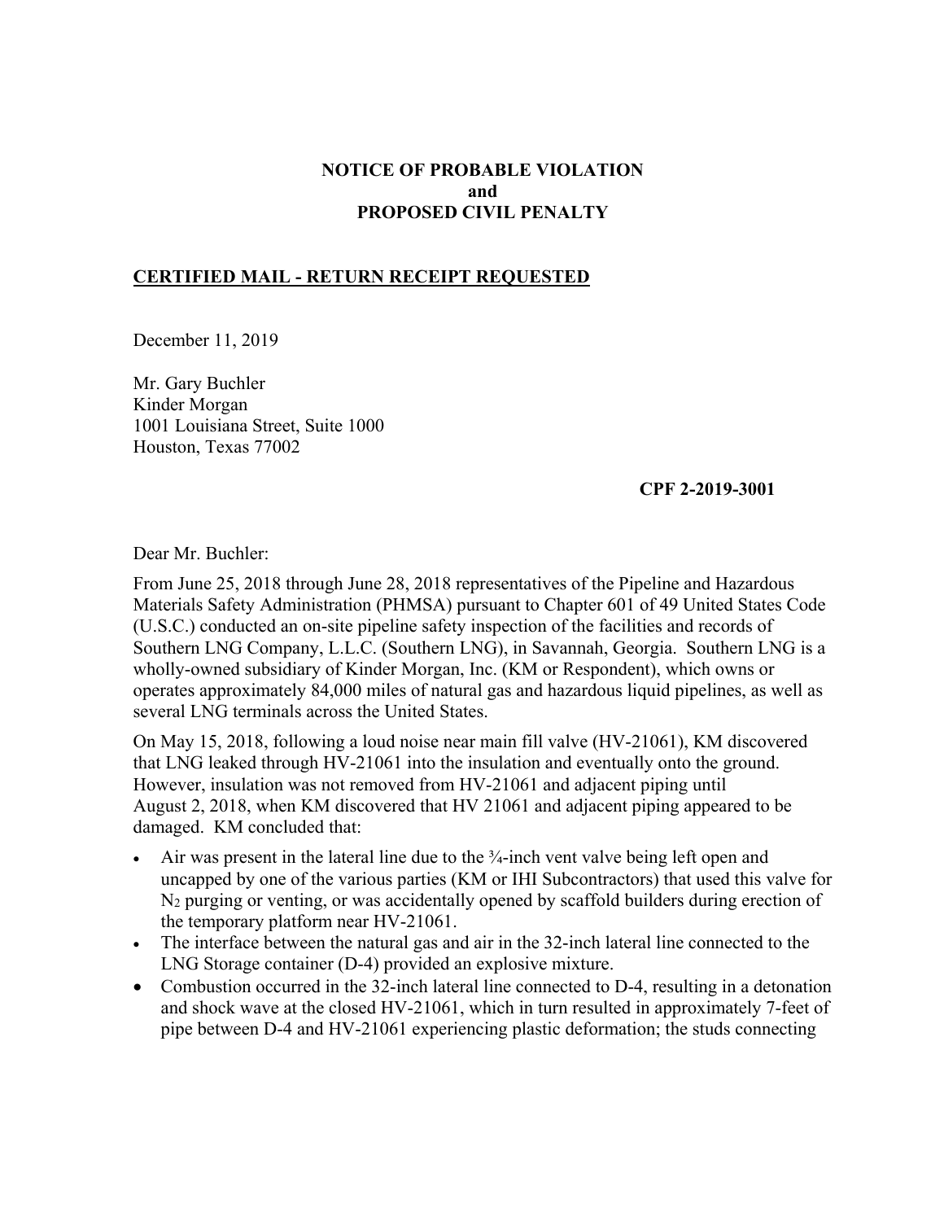**NOTICE OF PROBABLE VIOLATION**
**and**
**PROPOSED CIVIL PENALTY**

**CERTIFIED MAIL - RETURN RECEIPT REQUESTED**

December 11, 2019

Mr. Gary Buchler
Kinder Morgan
1001 Louisiana Street, Suite 1000
Houston, Texas 77002

**CPF 2-2019-3001**

Dear Mr. Buchler:

From June 25, 2018 through June 28, 2018 representatives of the Pipeline and Hazardous Materials Safety Administration (PHMSA) pursuant to Chapter 601 of 49 United States Code (U.S.C.) conducted an on-site pipeline safety inspection of the facilities and records of Southern LNG Company, L.L.C. (Southern LNG), in Savannah, Georgia. Southern LNG is a wholly-owned subsidiary of Kinder Morgan, Inc. (KM or Respondent), which owns or operates approximately 84,000 miles of natural gas and hazardous liquid pipelines, as well as several LNG terminals across the United States.

On May 15, 2018, following a loud noise near main fill valve (HV-21061), KM discovered that LNG leaked through HV-21061 into the insulation and eventually onto the ground. However, insulation was not removed from HV-21061 and adjacent piping until August 2, 2018, when KM discovered that HV 21061 and adjacent piping appeared to be damaged. KM concluded that:

- Air was present in the lateral line due to the ¾-inch vent valve being left open and uncapped by one of the various parties (KM or IHI Subcontractors) that used this valve for $N_2$ purging or venting, or was accidentally opened by scaffold builders during erection of the temporary platform near HV-21061.
- The interface between the natural gas and air in the 32-inch lateral line connected to the LNG Storage container (D-4) provided an explosive mixture.
- Combustion occurred in the 32-inch lateral line connected to D-4, resulting in a detonation and shock wave at the closed HV-21061, which in turn resulted in approximately 7-feet of pipe between D-4 and HV-21061 experiencing plastic deformation; the studs connecting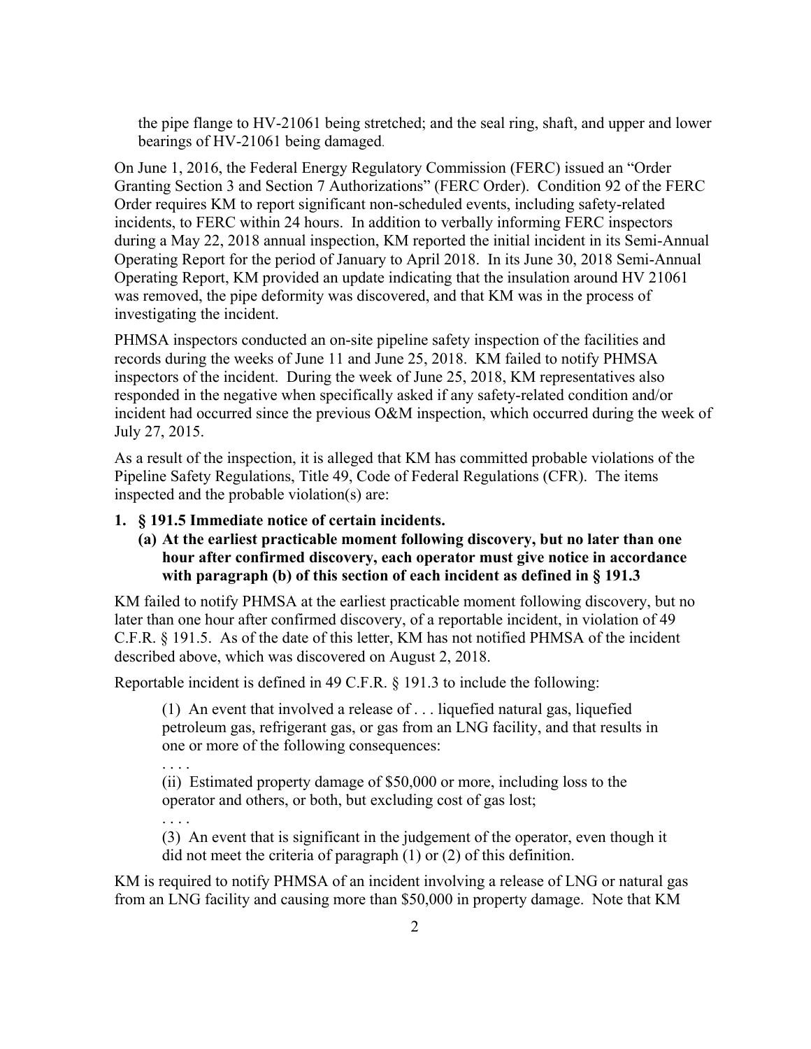the pipe flange to HV-21061 being stretched; and the seal ring, shaft, and upper and lower bearings of HV-21061 being damaged.

On June 1, 2016, the Federal Energy Regulatory Commission (FERC) issued an "Order Granting Section 3 and Section 7 Authorizations" (FERC Order). Condition 92 of the FERC Order requires KM to report significant non-scheduled events, including safety-related incidents, to FERC within 24 hours. In addition to verbally informing FERC inspectors during a May 22, 2018 annual inspection, KM reported the initial incident in its Semi-Annual Operating Report for the period of January to April 2018. In its June 30, 2018 Semi-Annual Operating Report, KM provided an update indicating that the insulation around HV 21061 was removed, the pipe deformity was discovered, and that KM was in the process of investigating the incident.

PHMSA inspectors conducted an on-site pipeline safety inspection of the facilities and records during the weeks of June 11 and June 25, 2018. KM failed to notify PHMSA inspectors of the incident. During the week of June 25, 2018, KM representatives also responded in the negative when specifically asked if any safety-related condition and/or incident had occurred since the previous O&M inspection, which occurred during the week of July 27, 2015.

As a result of the inspection, it is alleged that KM has committed probable violations of the Pipeline Safety Regulations, Title 49, Code of Federal Regulations (CFR). The items inspected and the probable violation(s) are:

1. **§ 191.5 Immediate notice of certain incidents.**
   **(a) At the earliest practicable moment following discovery, but no later than one hour after confirmed discovery, each operator must give notice in accordance with paragraph (b) of this section of each incident as defined in § 191.3**

KM failed to notify PHMSA at the earliest practicable moment following discovery, but no later than one hour after confirmed discovery, of a reportable incident, in violation of 49 C.F.R. § 191.5. As of the date of this letter, KM has not notified PHMSA of the incident described above, which was discovered on August 2, 2018.

Reportable incident is defined in 49 C.F.R. § 191.3 to include the following:

> (1) An event that involved a release of . . . liquefied natural gas, liquefied petroleum gas, refrigerant gas, or gas from an LNG facility, and that results in one or more of the following consequences:
>
> . . . .
>
> (ii) Estimated property damage of $50,000 or more, including loss to the operator and others, or both, but excluding cost of gas lost;
>
> . . . .
>
> (3) An event that is significant in the judgement of the operator, even though it did not meet the criteria of paragraph (1) or (2) of this definition.

KM is required to notify PHMSA of an incident involving a release of LNG or natural gas from an LNG facility and causing more than $50,000 in property damage. Note that KM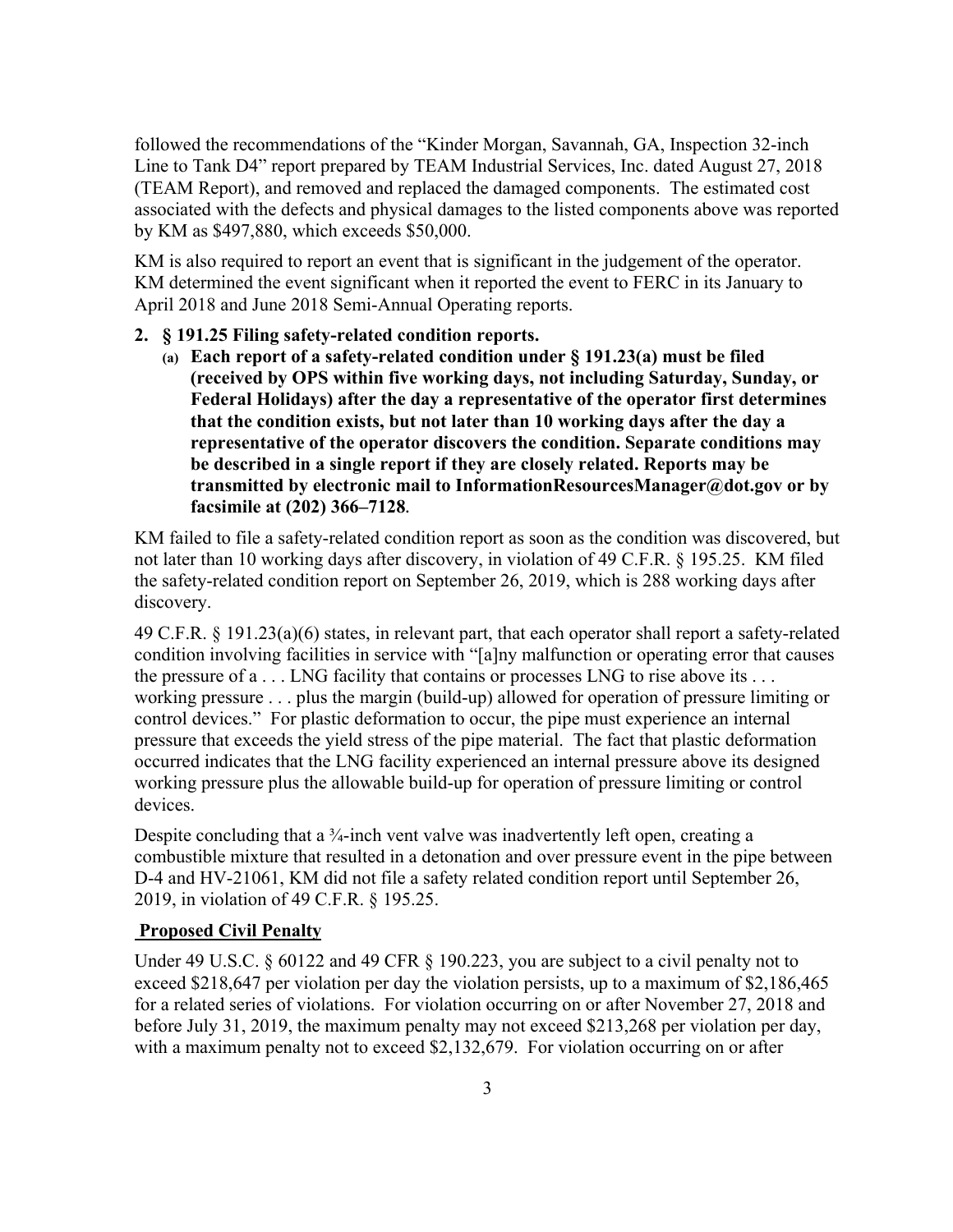followed the recommendations of the "Kinder Morgan, Savannah, GA, Inspection 32-inch Line to Tank D4" report prepared by TEAM Industrial Services, Inc. dated August 27, 2018 (TEAM Report), and removed and replaced the damaged components. The estimated cost associated with the defects and physical damages to the listed components above was reported by KM as $497,880, which exceeds $50,000.

KM is also required to report an event that is significant in the judgement of the operator. KM determined the event significant when it reported the event to FERC in its January to April 2018 and June 2018 Semi-Annual Operating reports.

2. **§ 191.25 Filing safety-related condition reports.**
   **(a) Each report of a safety-related condition under § 191.23(a) must be filed (received by OPS within five working days, not including Saturday, Sunday, or Federal Holidays) after the day a representative of the operator first determines that the condition exists, but not later than 10 working days after the day a representative of the operator discovers the condition. Separate conditions may be described in a single report if they are closely related. Reports may be transmitted by electronic mail to InformationResourcesManager@dot.gov or by facsimile at (202) 366–7128.**

KM failed to file a safety-related condition report as soon as the condition was discovered, but not later than 10 working days after discovery, in violation of 49 C.F.R. § 195.25. KM filed the safety-related condition report on September 26, 2019, which is 288 working days after discovery.

49 C.F.R. § 191.23(a)(6) states, in relevant part, that each operator shall report a safety-related condition involving facilities in service with "[a]ny malfunction or operating error that causes the pressure of a . . . LNG facility that contains or processes LNG to rise above its . . . working pressure . . . plus the margin (build-up) allowed for operation of pressure limiting or control devices." For plastic deformation to occur, the pipe must experience an internal pressure that exceeds the yield stress of the pipe material. The fact that plastic deformation occurred indicates that the LNG facility experienced an internal pressure above its designed working pressure plus the allowable build-up for operation of pressure limiting or control devices.

Despite concluding that a ¾-inch vent valve was inadvertently left open, creating a combustible mixture that resulted in a detonation and over pressure event in the pipe between D-4 and HV-21061, KM did not file a safety related condition report until September 26, 2019, in violation of 49 C.F.R. § 195.25.

**Proposed Civil Penalty**

Under 49 U.S.C. § 60122 and 49 CFR § 190.223, you are subject to a civil penalty not to exceed $218,647 per violation per day the violation persists, up to a maximum of $2,186,465 for a related series of violations. For violation occurring on or after November 27, 2018 and before July 31, 2019, the maximum penalty may not exceed $213,268 per violation per day, with a maximum penalty not to exceed $2,132,679. For violation occurring on or after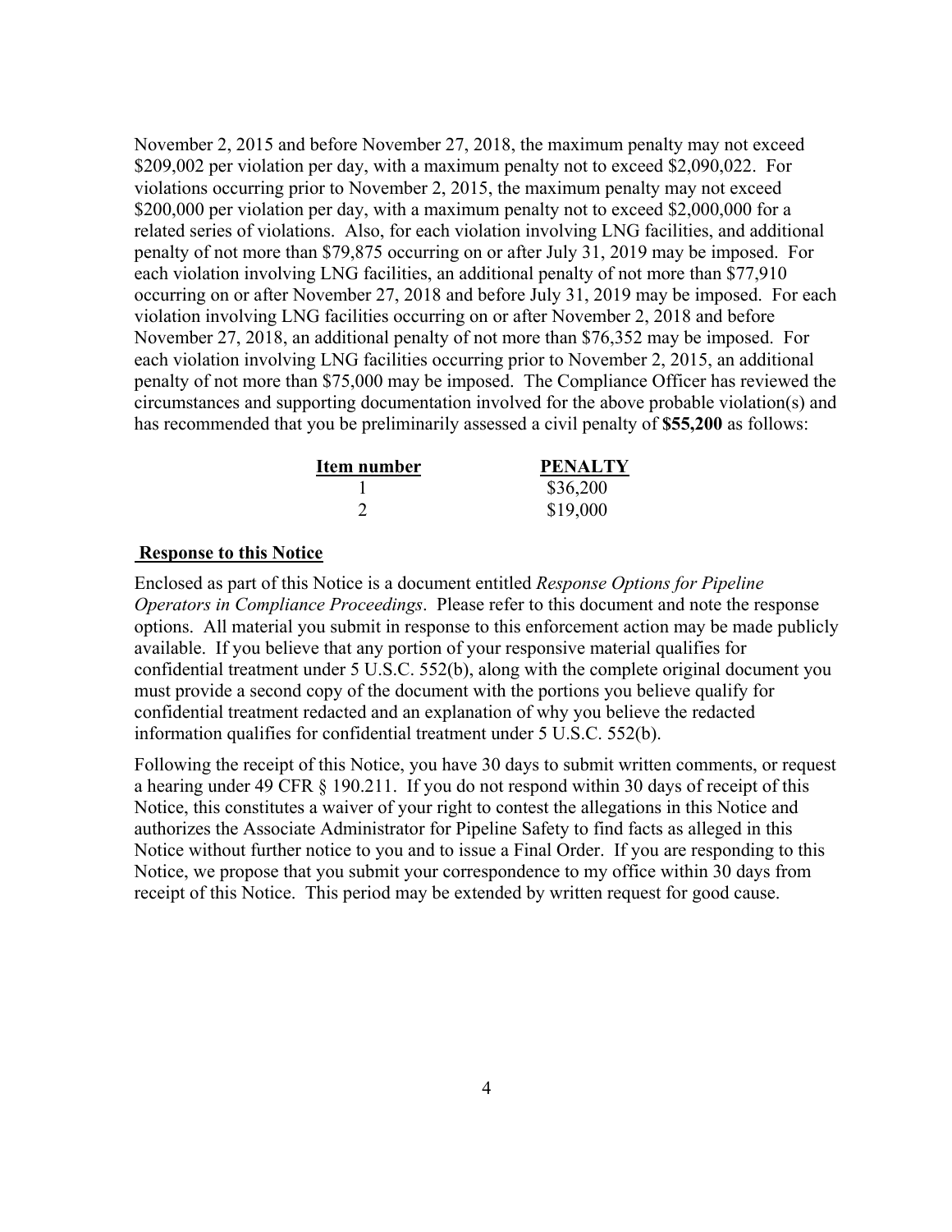November 2, 2015 and before November 27, 2018, the maximum penalty may not exceed $209,002 per violation per day, with a maximum penalty not to exceed $2,090,022. For violations occurring prior to November 2, 2015, the maximum penalty may not exceed $200,000 per violation per day, with a maximum penalty not to exceed $2,000,000 for a related series of violations. Also, for each violation involving LNG facilities, and additional penalty of not more than $79,875 occurring on or after July 31, 2019 may be imposed. For each violation involving LNG facilities, an additional penalty of not more than $77,910 occurring on or after November 27, 2018 and before July 31, 2019 may be imposed. For each violation involving LNG facilities occurring on or after November 2, 2018 and before November 27, 2018, an additional penalty of not more than $76,352 may be imposed. For each violation involving LNG facilities occurring prior to November 2, 2015, an additional penalty of not more than $75,000 may be imposed. The Compliance Officer has reviewed the circumstances and supporting documentation involved for the above probable violation(s) and has recommended that you be preliminarily assessed a civil penalty of **$55,200** as follows:

| Item number | PENALTY |
|---|---|
| 1 | $36,200 |
| 2 | $19,000 |

**Response to this Notice**

Enclosed as part of this Notice is a document entitled *Response Options for Pipeline Operators in Compliance Proceedings*. Please refer to this document and note the response options. All material you submit in response to this enforcement action may be made publicly available. If you believe that any portion of your responsive material qualifies for confidential treatment under 5 U.S.C. 552(b), along with the complete original document you must provide a second copy of the document with the portions you believe qualify for confidential treatment redacted and an explanation of why you believe the redacted information qualifies for confidential treatment under 5 U.S.C. 552(b).

Following the receipt of this Notice, you have 30 days to submit written comments, or request a hearing under 49 CFR § 190.211. If you do not respond within 30 days of receipt of this Notice, this constitutes a waiver of your right to contest the allegations in this Notice and authorizes the Associate Administrator for Pipeline Safety to find facts as alleged in this Notice without further notice to you and to issue a Final Order. If you are responding to this Notice, we propose that you submit your correspondence to my office within 30 days from receipt of this Notice. This period may be extended by written request for good cause.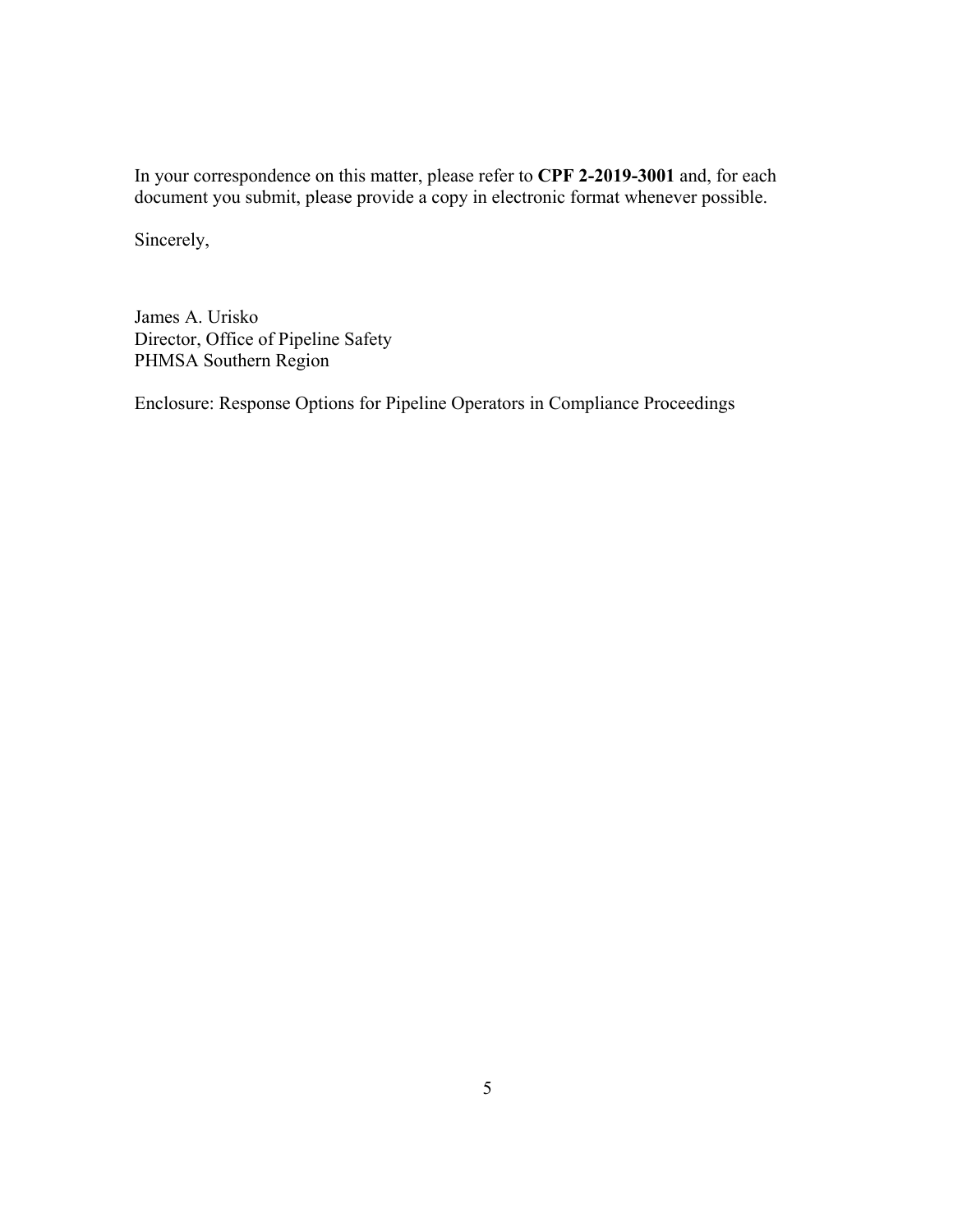In your correspondence on this matter, please refer to **CPF 2-2019-3001** and, for each document you submit, please provide a copy in electronic format whenever possible.

Sincerely,

James A. Urisko
Director, Office of Pipeline Safety
PHMSA Southern Region

Enclosure: Response Options for Pipeline Operators in Compliance Proceedings